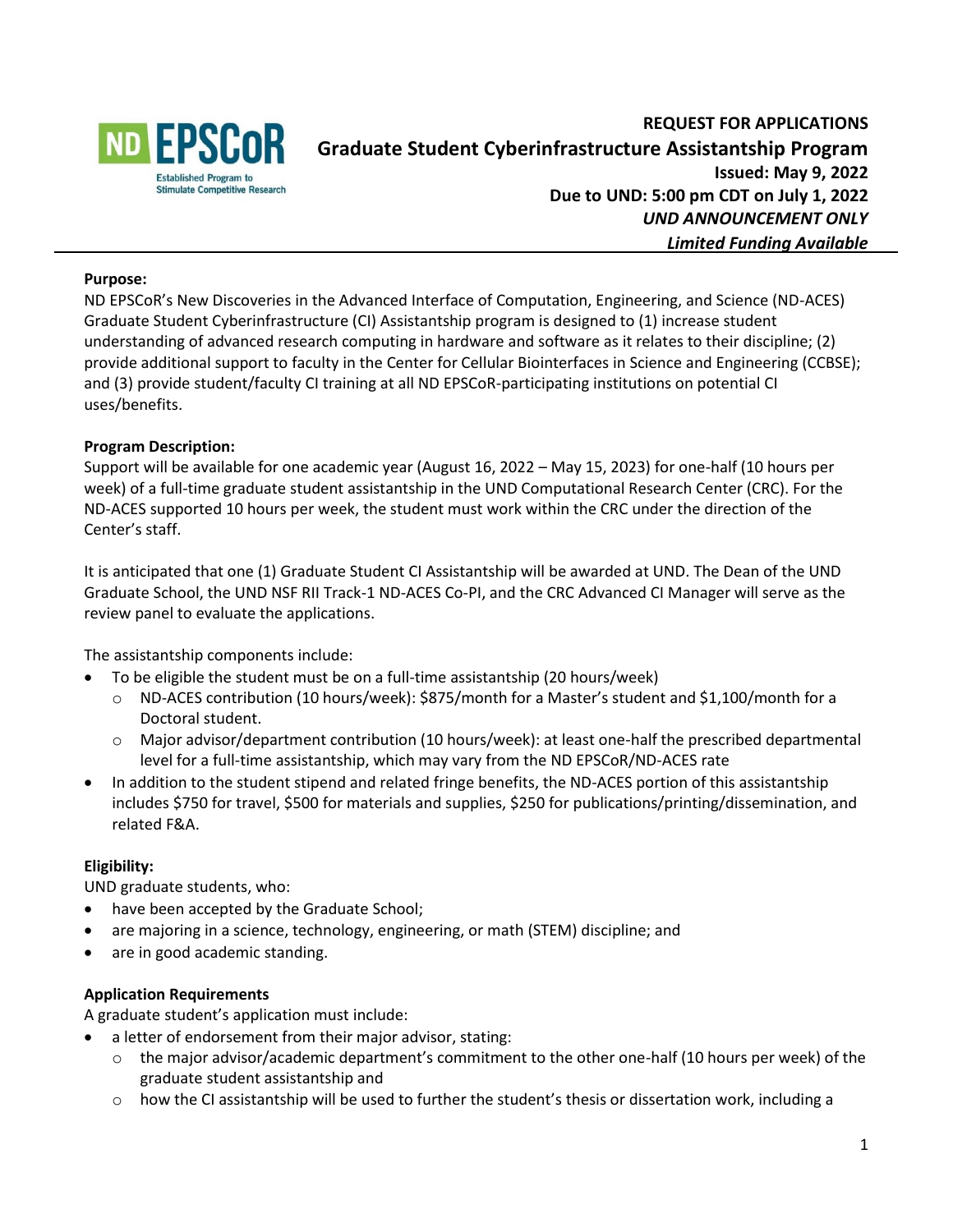ND EPSCoR
Established Program to Stimulate Competitive Research

**REQUEST FOR APPLICATIONS**

# Graduate Student Cyberinfrastructure Assistantship Program

**Issued: May 9, 2022**

**Due to UND: 5:00 pm CDT on July 1, 2022**

***UND ANNOUNCEMENT ONLY***

***Limited Funding Available***

---

**Purpose:**

ND EPSCoR's New Discoveries in the Advanced Interface of Computation, Engineering, and Science (ND-ACES) Graduate Student Cyberinfrastructure (CI) Assistantship program is designed to (1) increase student understanding of advanced research computing in hardware and software as it relates to their discipline; (2) provide additional support to faculty in the Center for Cellular Biointerfaces in Science and Engineering (CCBSE); and (3) provide student/faculty CI training at all ND EPSCoR-participating institutions on potential CI uses/benefits.

**Program Description:**

Support will be available for one academic year (August 16, 2022 – May 15, 2023) for one-half (10 hours per week) of a full-time graduate student assistantship in the UND Computational Research Center (CRC). For the ND-ACES supported 10 hours per week, the student must work within the CRC under the direction of the Center's staff.

It is anticipated that one (1) Graduate Student CI Assistantship will be awarded at UND. The Dean of the UND Graduate School, the UND NSF RII Track-1 ND-ACES Co-PI, and the CRC Advanced CI Manager will serve as the review panel to evaluate the applications.

The assistantship components include:

- To be eligible the student must be on a full-time assistantship (20 hours/week)
  - ND-ACES contribution (10 hours/week): $875/month for a Master's student and $1,100/month for a Doctoral student.
  - Major advisor/department contribution (10 hours/week): at least one-half the prescribed departmental level for a full-time assistantship, which may vary from the ND EPSCoR/ND-ACES rate
- In addition to the student stipend and related fringe benefits, the ND-ACES portion of this assistantship includes $750 for travel, $500 for materials and supplies, $250 for publications/printing/dissemination, and related F&A.

**Eligibility:**

UND graduate students, who:

- have been accepted by the Graduate School;
- are majoring in a science, technology, engineering, or math (STEM) discipline; and
- are in good academic standing.

**Application Requirements**

A graduate student's application must include:

- a letter of endorsement from their major advisor, stating:
  - the major advisor/academic department's commitment to the other one-half (10 hours per week) of the graduate student assistantship and
  - how the CI assistantship will be used to further the student's thesis or dissertation work, including a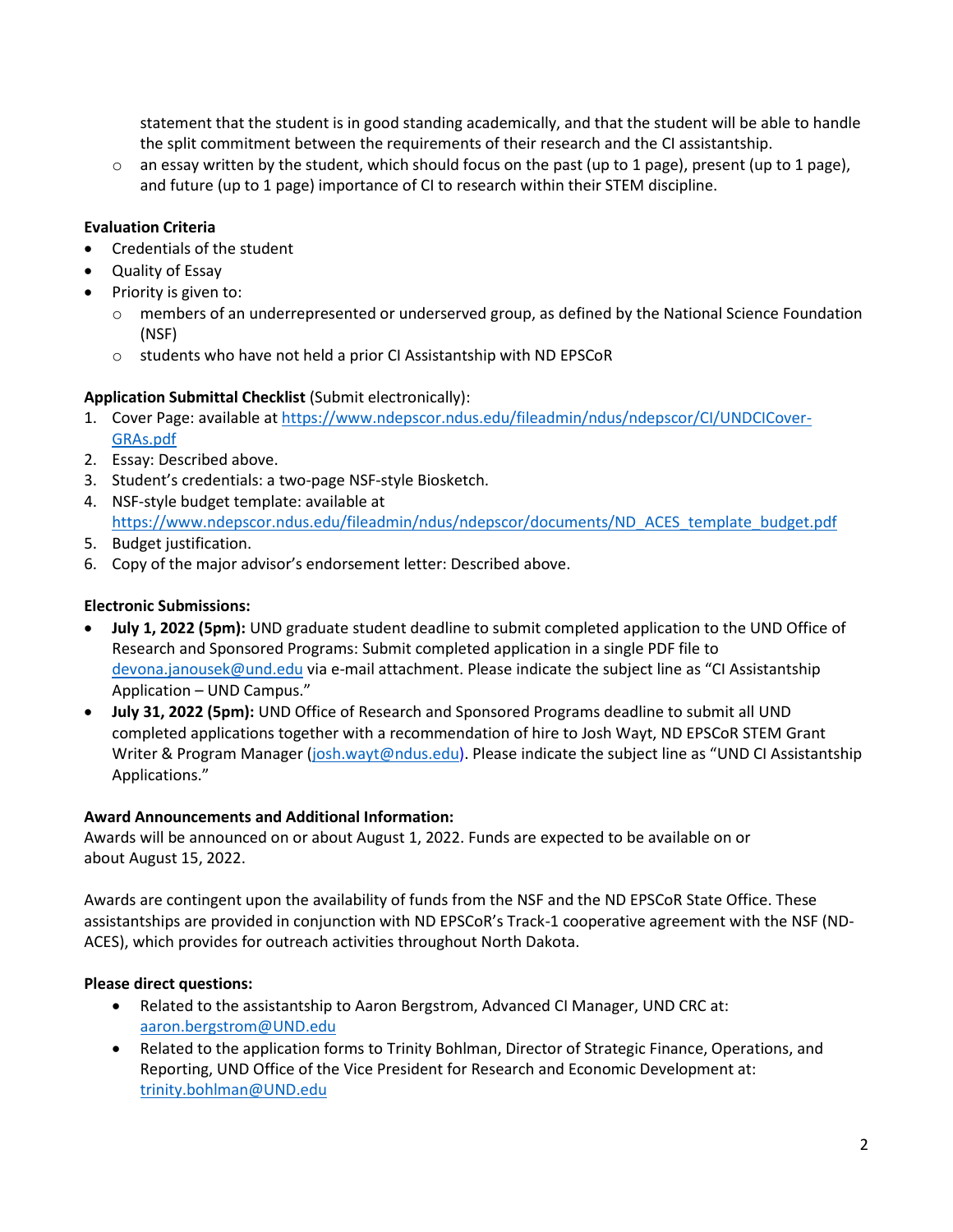statement that the student is in good standing academically, and that the student will be able to handle the split commitment between the requirements of their research and the CI assistantship.

  - an essay written by the student, which should focus on the past (up to 1 page), present (up to 1 page), and future (up to 1 page) importance of CI to research within their STEM discipline.

**Evaluation Criteria**

- Credentials of the student
- Quality of Essay
- Priority is given to:
  - members of an underrepresented or underserved group, as defined by the National Science Foundation (NSF)
  - students who have not held a prior CI Assistantship with ND EPSCoR

**Application Submittal Checklist** (Submit electronically):

1. Cover Page: available at https://www.ndepscor.ndus.edu/fileadmin/ndus/ndepscor/CI/UNDCICover-GRAs.pdf
2. Essay: Described above.
3. Student's credentials: a two-page NSF-style Biosketch.
4. NSF-style budget template: available at https://www.ndepscor.ndus.edu/fileadmin/ndus/ndepscor/documents/ND_ACES_template_budget.pdf
5. Budget justification.
6. Copy of the major advisor's endorsement letter: Described above.

**Electronic Submissions:**

- **July 1, 2022 (5pm):** UND graduate student deadline to submit completed application to the UND Office of Research and Sponsored Programs: Submit completed application in a single PDF file to devona.janousek@und.edu via e-mail attachment. Please indicate the subject line as "CI Assistantship Application – UND Campus."
- **July 31, 2022 (5pm):** UND Office of Research and Sponsored Programs deadline to submit all UND completed applications together with a recommendation of hire to Josh Wayt, ND EPSCoR STEM Grant Writer & Program Manager (josh.wayt@ndus.edu). Please indicate the subject line as "UND CI Assistantship Applications."

**Award Announcements and Additional Information:**

Awards will be announced on or about August 1, 2022. Funds are expected to be available on or about August 15, 2022.

Awards are contingent upon the availability of funds from the NSF and the ND EPSCoR State Office. These assistantships are provided in conjunction with ND EPSCoR's Track-1 cooperative agreement with the NSF (ND-ACES), which provides for outreach activities throughout North Dakota.

**Please direct questions:**

- Related to the assistantship to Aaron Bergstrom, Advanced CI Manager, UND CRC at: aaron.bergstrom@UND.edu
- Related to the application forms to Trinity Bohlman, Director of Strategic Finance, Operations, and Reporting, UND Office of the Vice President for Research and Economic Development at: trinity.bohlman@UND.edu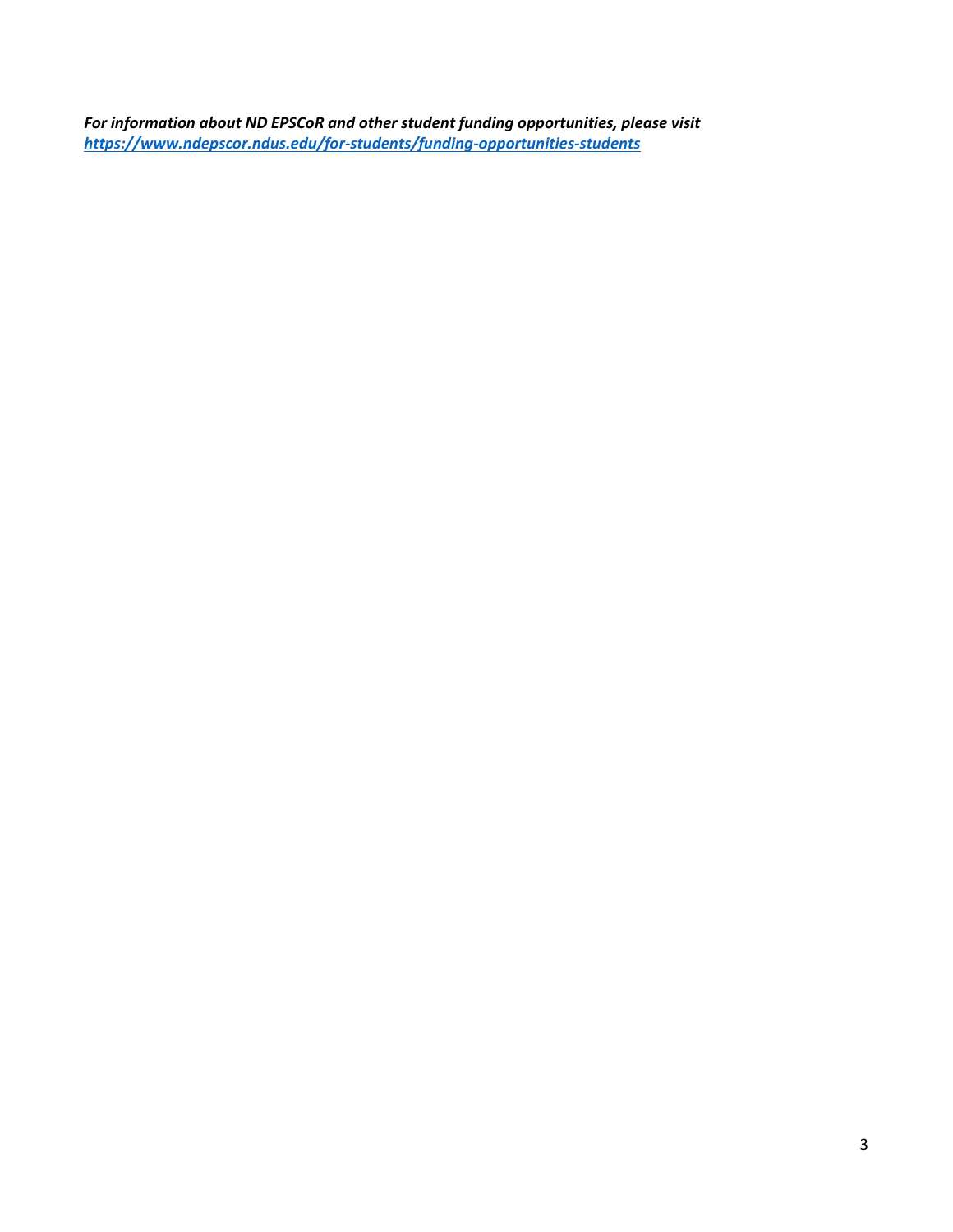***For information about ND EPSCoR and other student funding opportunities, please visit https://www.ndepscor.ndus.edu/for-students/funding-opportunities-students***